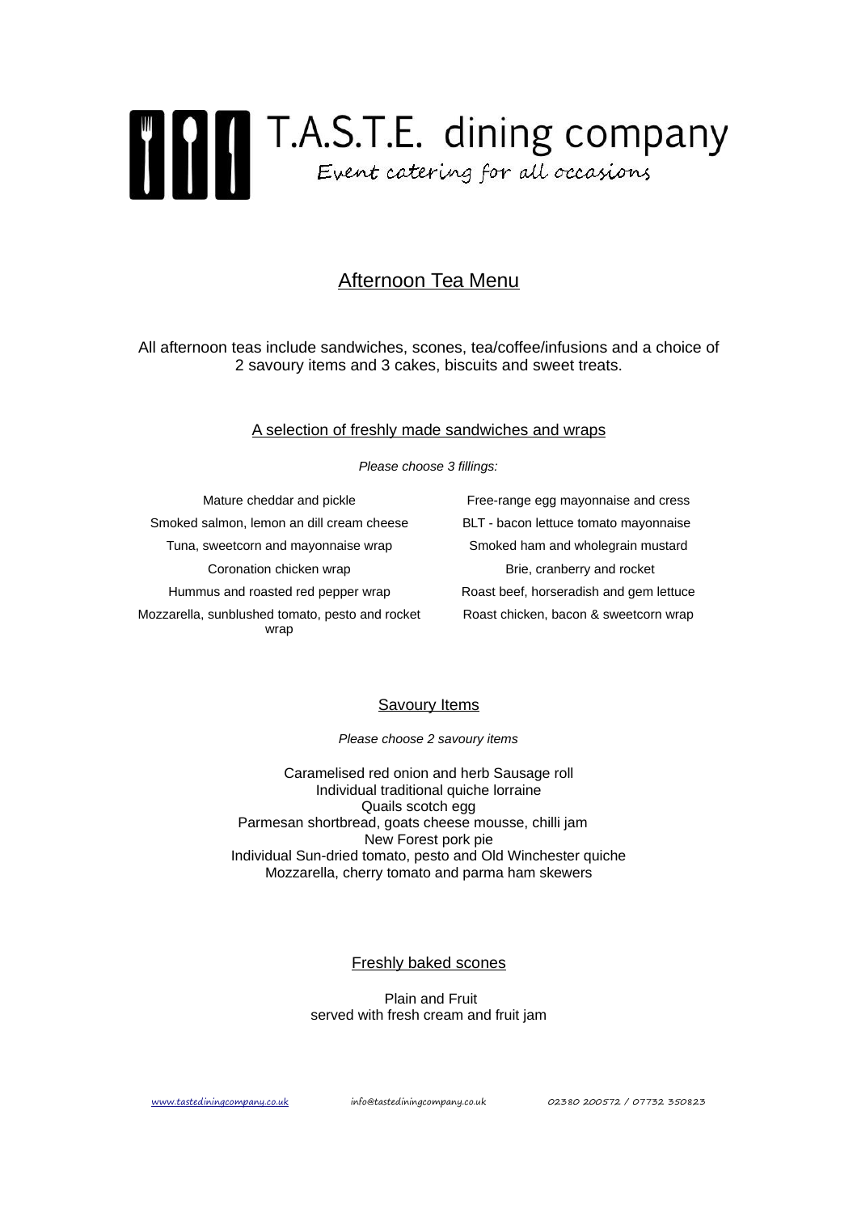# T.A.S.T.E. dining company

*Event catering for all occasions*

## Afternoon Tea Menu

All afternoon teas include sandwiches, scones, tea/coffee/infusions and a choice of 2 savoury items and 3 cakes, biscuits and sweet treats.

### A selection of freshly made sandwiches and wraps

*Please choose 3 fillings:*

Mature cheddar and pickle
Smoked salmon, lemon an dill cream cheese
Tuna, sweetcorn and mayonnaise wrap
Coronation chicken wrap
Hummus and roasted red pepper wrap
Mozzarella, sunblushed tomato, pesto and rocket wrap

Free-range egg mayonnaise and cress
BLT - bacon lettuce tomato mayonnaise
Smoked ham and wholegrain mustard
Brie, cranberry and rocket
Roast beef, horseradish and gem lettuce
Roast chicken, bacon & sweetcorn wrap

### Savoury Items

*Please choose 2 savoury items*

Caramelised red onion and herb Sausage roll
Individual traditional quiche lorraine
Quails scotch egg
Parmesan shortbread, goats cheese mousse, chilli jam
New Forest pork pie
Individual Sun-dried tomato, pesto and Old Winchester quiche
Mozzarella, cherry tomato and parma ham skewers

### Freshly baked scones

Plain and Fruit
served with fresh cream and fruit jam

www.tastediningcompany.co.uk info@tastediningcompany.co.uk 02380 200572 / 07732 350823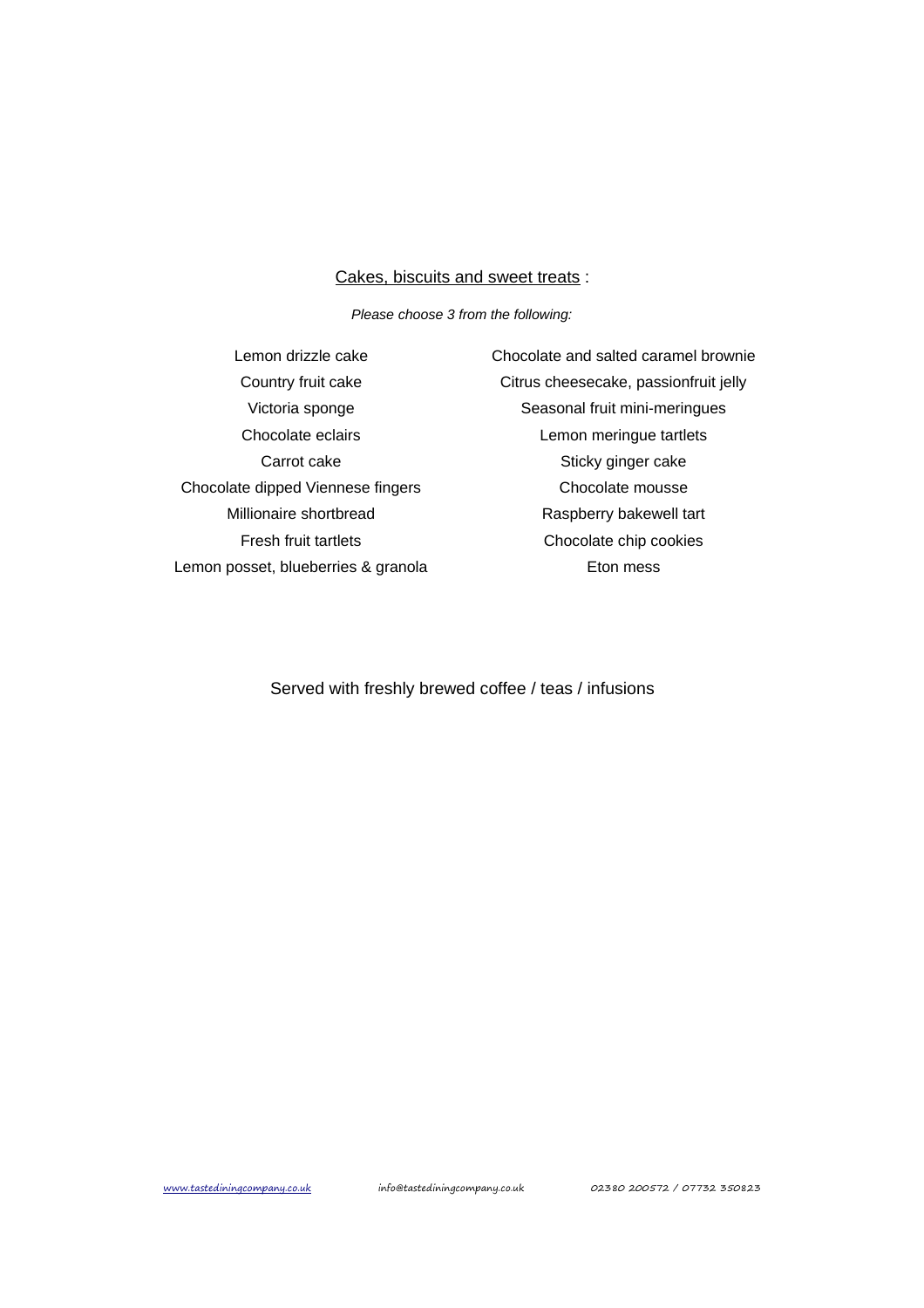Cakes, biscuits and sweet treats :

*Please choose 3 from the following:*

Lemon drizzle cake
Country fruit cake
Victoria sponge
Chocolate eclairs
Carrot cake
Chocolate dipped Viennese fingers
Millionaire shortbread
Fresh fruit tartlets
Lemon posset, blueberries & granola

Chocolate and salted caramel brownie
Citrus cheesecake, passionfruit jelly
Seasonal fruit mini-meringues
Lemon meringue tartlets
Sticky ginger cake
Chocolate mousse
Raspberry bakewell tart
Chocolate chip cookies
Eton mess

Served with freshly brewed coffee / teas / infusions